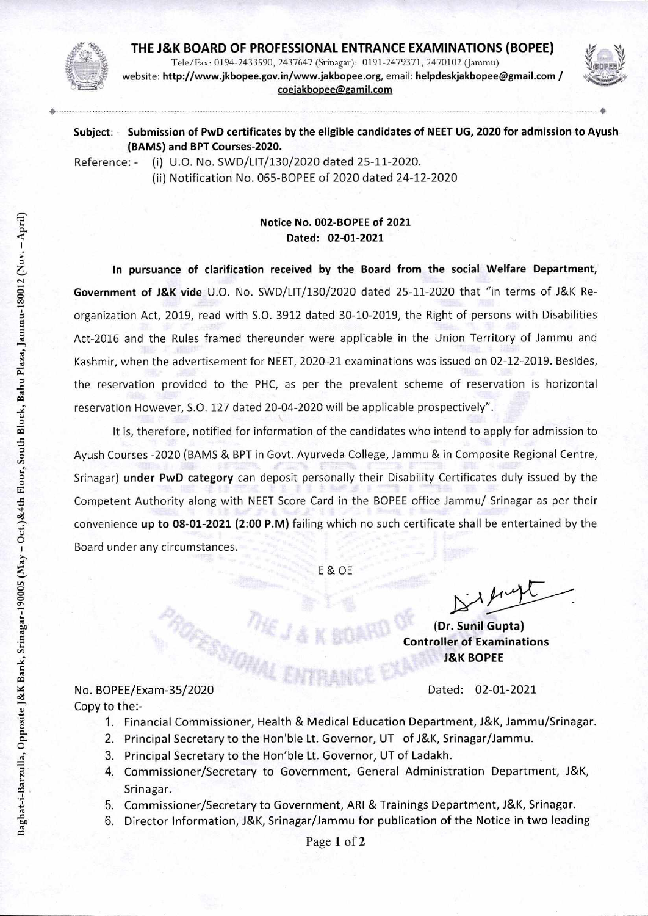# THE J&K BOARD OF PROFESSIONAL ENTRANCE EXAMINATIONS (BOPEE)

Tele/Fax: 0194-2433590, 2437647 (Srinagar): 0191-2479371, 2470102 (Jammu)
website: **http://www.jkbopee.gov.in/www.jakbopee.org**, email: **helpdeskjakbopee@gmail.com / coejakbopee@gamil.com**

Baghat-i-Barzulla, Opposite J&K Bank, Srinagar-190005 (May – Oct.)&4th Floor, South Block, Bahu Plaza, Jammu-180012 (Nov. – April)

**Subject: - Submission of PwD certificates by the eligible candidates of NEET UG, 2020 for admission to Ayush (BAMS) and BPT Courses-2020.**

Reference: - (i) U.O. No. SWD/LIT/130/2020 dated 25-11-2020.
(ii) Notification No. 065-BOPEE of 2020 dated 24-12-2020

**Notice No. 002-BOPEE of 2021**
**Dated: 02-01-2021**

**In pursuance of clarification received by the Board from the social Welfare Department, Government of J&K vide** U.O. No. SWD/LIT/130/2020 dated 25-11-2020 that "in terms of J&K Re-organization Act, 2019, read with S.O. 3912 dated 30-10-2019, the Right of persons with Disabilities Act-2016 and the Rules framed thereunder were applicable in the Union Territory of Jammu and Kashmir, when the advertisement for NEET, 2020-21 examinations was issued on 02-12-2019. Besides, the reservation provided to the PHC, as per the prevalent scheme of reservation is horizontal reservation However, S.O. 127 dated 20-04-2020 will be applicable prospectively".

It is, therefore, notified for information of the candidates who intend to apply for admission to Ayush Courses -2020 (BAMS & BPT in Govt. Ayurveda College, Jammu & in Composite Regional Centre, Srinagar) **under PwD category** can deposit personally their Disability Certificates duly issued by the Competent Authority along with NEET Score Card in the BOPEE office Jammu/ Srinagar as per their convenience **up to 08-01-2021 (2:00 P.M)** failing which no such certificate shall be entertained by the Board under any circumstances.

E & OE

**(Dr. Sunil Gupta)**
**Controller of Examinations**
**J&K BOPEE**

No. BOPEE/Exam-35/2020 Dated: 02-01-2021

Copy to the:-

1. Financial Commissioner, Health & Medical Education Department, J&K, Jammu/Srinagar.
2. Principal Secretary to the Hon'ble Lt. Governor, UT of J&K, Srinagar/Jammu.
3. Principal Secretary to the Hon'ble Lt. Governor, UT of Ladakh.
4. Commissioner/Secretary to Government, General Administration Department, J&K, Srinagar.
5. Commissioner/Secretary to Government, ARI & Trainings Department, J&K, Srinagar.
6. Director Information, J&K, Srinagar/Jammu for publication of the Notice in two leading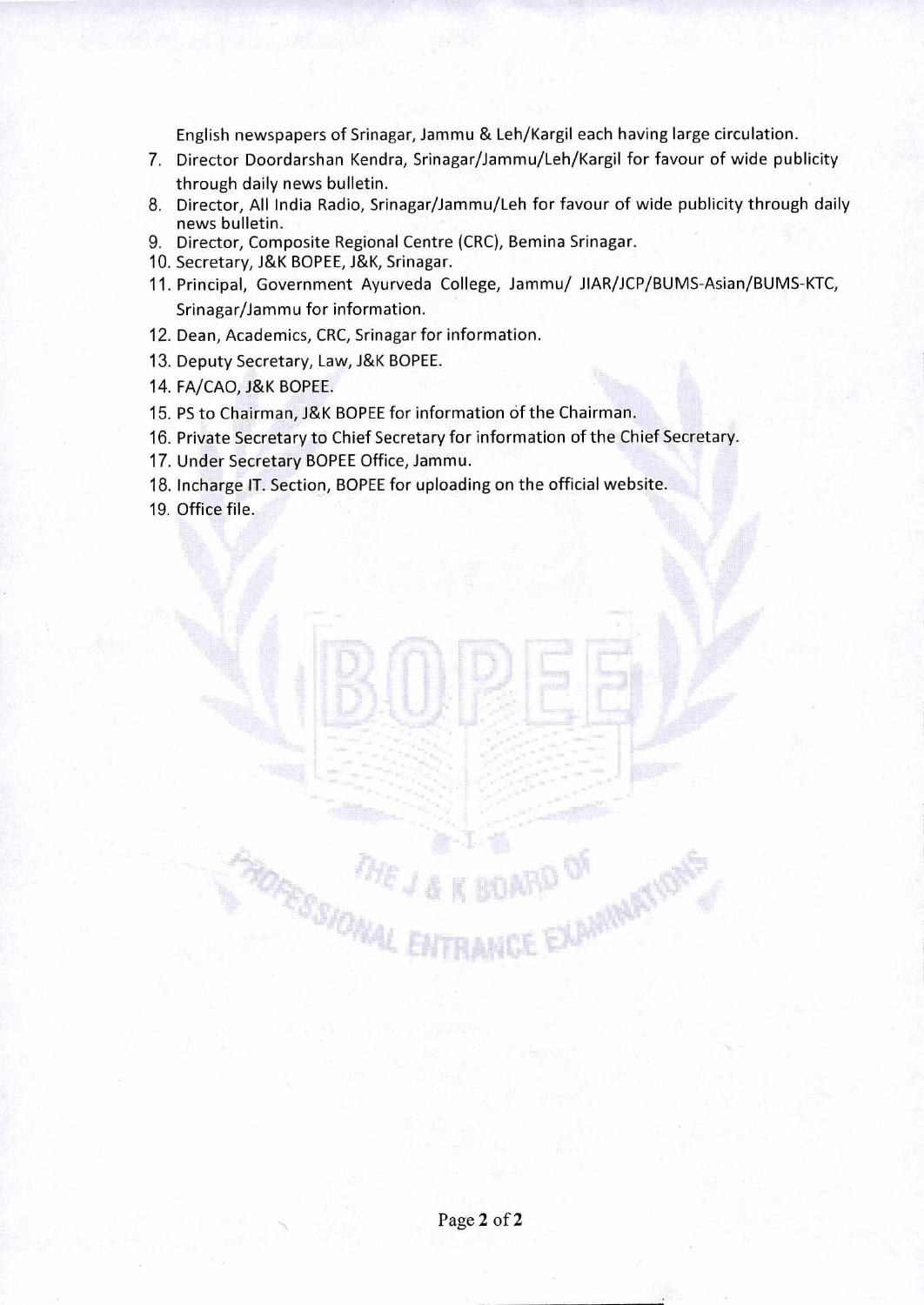English newspapers of Srinagar, Jammu & Leh/Kargil each having large circulation.

7. Director Doordarshan Kendra, Srinagar/Jammu/Leh/Kargil for favour of wide publicity through daily news bulletin.
8. Director, All India Radio, Srinagar/Jammu/Leh for favour of wide publicity through daily news bulletin.
9. Director, Composite Regional Centre (CRC), Bemina Srinagar.
10. Secretary, J&K BOPEE, J&K, Srinagar.
11. Principal, Government Ayurveda College, Jammu/ JIAR/JCP/BUMS-Asian/BUMS-KTC, Srinagar/Jammu for information.
12. Dean, Academics, CRC, Srinagar for information.
13. Deputy Secretary, Law, J&K BOPEE.
14. FA/CAO, J&K BOPEE.
15. PS to Chairman, J&K BOPEE for information of the Chairman.
16. Private Secretary to Chief Secretary for information of the Chief Secretary.
17. Under Secretary BOPEE Office, Jammu.
18. Incharge IT. Section, BOPEE for uploading on the official website.
19. Office file.